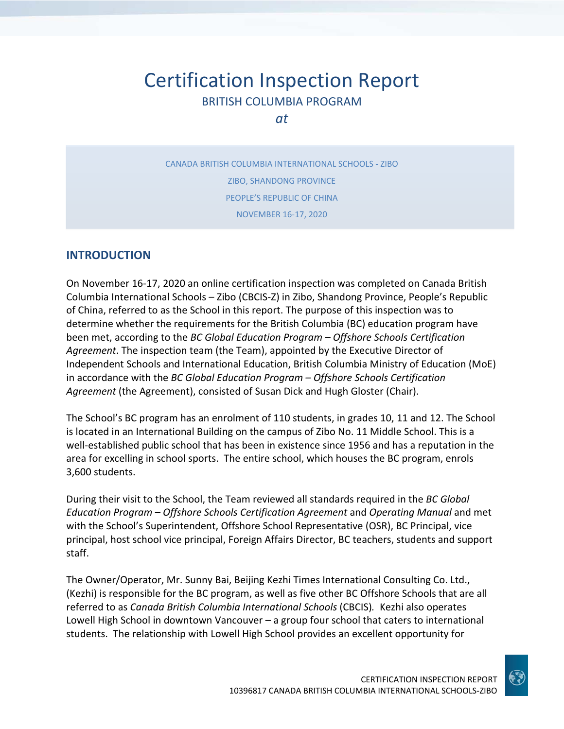# Certification Inspection Report

BRITISH COLUMBIA PROGRAM

*at*

CANADA BRITISH COLUMBIA INTERNATIONAL SCHOOLS - ZIBO

ZIBO, SHANDONG PROVINCE

PEOPLE'S REPUBLIC OF CHINA

NOVEMBER 16-17, 2020

## INTRODUCTION

On November 16-17, 2020 an online certification inspection was completed on Canada British Columbia International Schools – Zibo (CBCIS-Z) in Zibo, Shandong Province, People's Republic of China, referred to as the School in this report. The purpose of this inspection was to determine whether the requirements for the British Columbia (BC) education program have been met, according to the *BC Global Education Program – Offshore Schools Certification Agreement*. The inspection team (the Team), appointed by the Executive Director of Independent Schools and International Education, British Columbia Ministry of Education (MoE) in accordance with the *BC Global Education Program – Offshore Schools Certification Agreement* (the Agreement), consisted of Susan Dick and Hugh Gloster (Chair).

The School's BC program has an enrolment of 110 students, in grades 10, 11 and 12. The School is located in an International Building on the campus of Zibo No. 11 Middle School. This is a well-established public school that has been in existence since 1956 and has a reputation in the area for excelling in school sports. The entire school, which houses the BC program, enrols 3,600 students.

During their visit to the School, the Team reviewed all standards required in the *BC Global Education Program – Offshore Schools Certification Agreement* and *Operating Manual* and met with the School's Superintendent, Offshore School Representative (OSR), BC Principal, vice principal, host school vice principal, Foreign Affairs Director, BC teachers, students and support staff.

The Owner/Operator, Mr. Sunny Bai, Beijing Kezhi Times International Consulting Co. Ltd., (Kezhi) is responsible for the BC program, as well as five other BC Offshore Schools that are all referred to as *Canada British Columbia International Schools* (CBCIS). Kezhi also operates Lowell High School in downtown Vancouver – a group four school that caters to international students. The relationship with Lowell High School provides an excellent opportunity for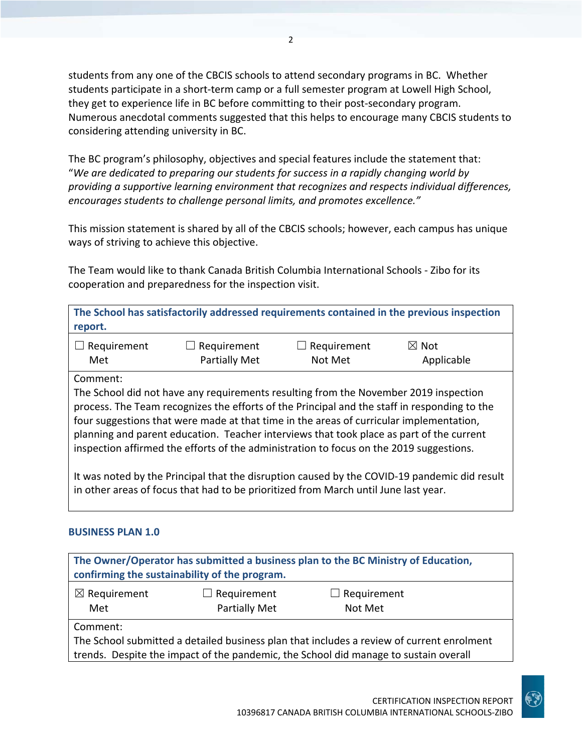students from any one of the CBCIS schools to attend secondary programs in BC. Whether students participate in a short-term camp or a full semester program at Lowell High School, they get to experience life in BC before committing to their post-secondary program. Numerous anecdotal comments suggested that this helps to encourage many CBCIS students to considering attending university in BC.

The BC program's philosophy, objectives and special features include the statement that: "*We are dedicated to preparing our students for success in a rapidly changing world by providing a supportive learning environment that recognizes and respects individual differences, encourages students to challenge personal limits, and promotes excellence."*

This mission statement is shared by all of the CBCIS schools; however, each campus has unique ways of striving to achieve this objective.

The Team would like to thank Canada British Columbia International Schools - Zibo for its cooperation and preparedness for the inspection visit.

| **The School has satisfactorily addressed requirements contained in the previous inspection report.** | | | |
|---|---|---|---|
| ☐ Requirement Met | ☐ Requirement Partially Met | ☐ Requirement Not Met | ☒ Not Applicable |
| Comment:<br>The School did not have any requirements resulting from the November 2019 inspection process. The Team recognizes the efforts of the Principal and the staff in responding to the four suggestions that were made at that time in the areas of curricular implementation, planning and parent education. Teacher interviews that took place as part of the current inspection affirmed the efforts of the administration to focus on the 2019 suggestions.<br><br>It was noted by the Principal that the disruption caused by the COVID-19 pandemic did result in other areas of focus that had to be prioritized from March until June last year. | | | |

### BUSINESS PLAN 1.0

| **The Owner/Operator has submitted a business plan to the BC Ministry of Education, confirming the sustainability of the program.** | | |
|---|---|---|
| ☒ Requirement Met | ☐ Requirement Partially Met | ☐ Requirement Not Met |
| Comment:<br>The School submitted a detailed business plan that includes a review of current enrolment trends. Despite the impact of the pandemic, the School did manage to sustain overall | | |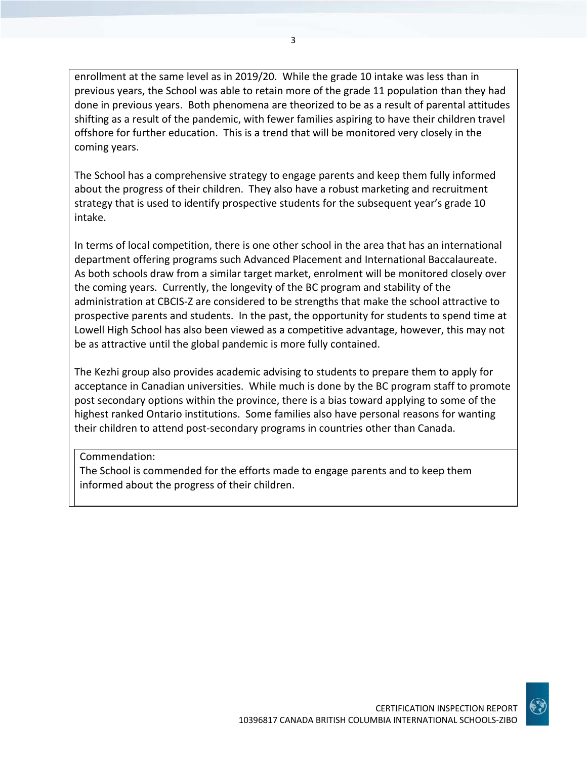enrollment at the same level as in 2019/20. While the grade 10 intake was less than in previous years, the School was able to retain more of the grade 11 population than they had done in previous years. Both phenomena are theorized to be as a result of parental attitudes shifting as a result of the pandemic, with fewer families aspiring to have their children travel offshore for further education. This is a trend that will be monitored very closely in the coming years.

The School has a comprehensive strategy to engage parents and keep them fully informed about the progress of their children. They also have a robust marketing and recruitment strategy that is used to identify prospective students for the subsequent year's grade 10 intake.

In terms of local competition, there is one other school in the area that has an international department offering programs such Advanced Placement and International Baccalaureate. As both schools draw from a similar target market, enrolment will be monitored closely over the coming years. Currently, the longevity of the BC program and stability of the administration at CBCIS-Z are considered to be strengths that make the school attractive to prospective parents and students. In the past, the opportunity for students to spend time at Lowell High School has also been viewed as a competitive advantage, however, this may not be as attractive until the global pandemic is more fully contained.

The Kezhi group also provides academic advising to students to prepare them to apply for acceptance in Canadian universities. While much is done by the BC program staff to promote post secondary options within the province, there is a bias toward applying to some of the highest ranked Ontario institutions. Some families also have personal reasons for wanting their children to attend post-secondary programs in countries other than Canada.

Commendation:
The School is commended for the efforts made to engage parents and to keep them informed about the progress of their children.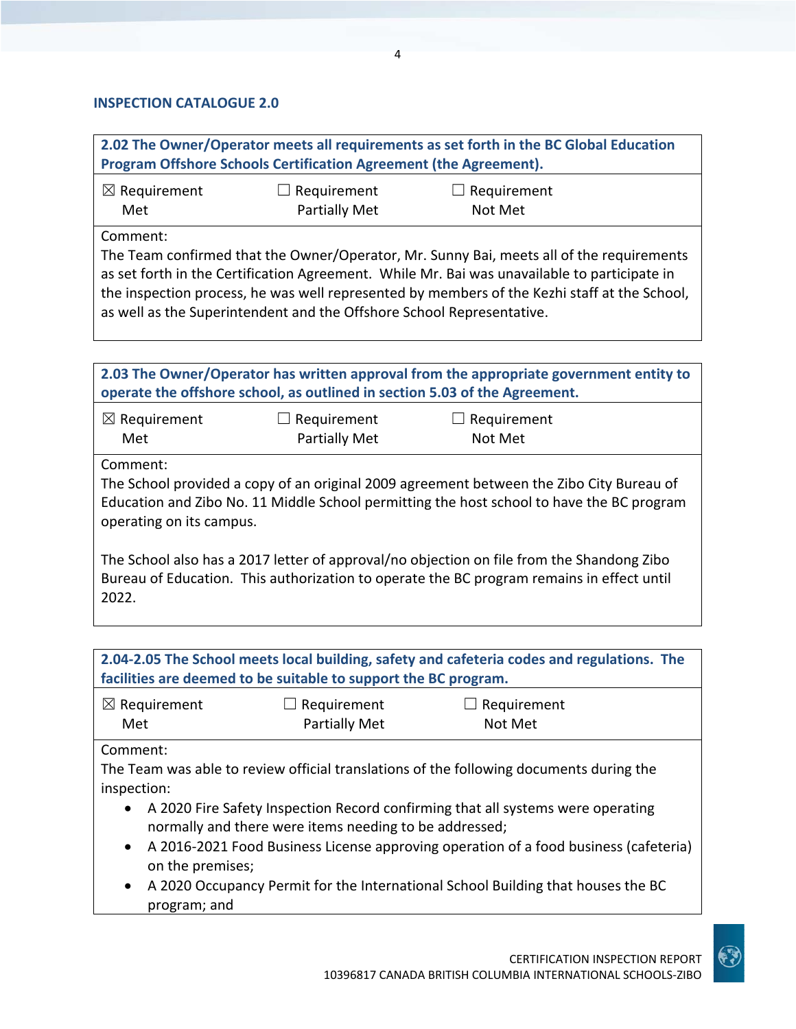## INSPECTION CATALOGUE 2.0

| 2.02 The Owner/Operator meets all requirements as set forth in the BC Global Education Program Offshore Schools Certification Agreement (the Agreement). | | |
|---|---|---|
| ☒ Requirement Met | ☐ Requirement Partially Met | ☐ Requirement Not Met |
| Comment: The Team confirmed that the Owner/Operator, Mr. Sunny Bai, meets all of the requirements as set forth in the Certification Agreement. While Mr. Bai was unavailable to participate in the inspection process, he was well represented by members of the Kezhi staff at the School, as well as the Superintendent and the Offshore School Representative. | | |

| 2.03 The Owner/Operator has written approval from the appropriate government entity to operate the offshore school, as outlined in section 5.03 of the Agreement. | | |
|---|---|---|
| ☒ Requirement Met | ☐ Requirement Partially Met | ☐ Requirement Not Met |
| Comment: The School provided a copy of an original 2009 agreement between the Zibo City Bureau of Education and Zibo No. 11 Middle School permitting the host school to have the BC program operating on its campus.<br><br>The School also has a 2017 letter of approval/no objection on file from the Shandong Zibo Bureau of Education. This authorization to operate the BC program remains in effect until 2022. | | |

| 2.04-2.05 The School meets local building, safety and cafeteria codes and regulations. The facilities are deemed to be suitable to support the BC program. | | |
|---|---|---|
| ☒ Requirement Met | ☐ Requirement Partially Met | ☐ Requirement Not Met |
| Comment: The Team was able to review official translations of the following documents during the inspection:<br>• A 2020 Fire Safety Inspection Record confirming that all systems were operating normally and there were items needing to be addressed;<br>• A 2016-2021 Food Business License approving operation of a food business (cafeteria) on the premises;<br>• A 2020 Occupancy Permit for the International School Building that houses the BC program; and | | |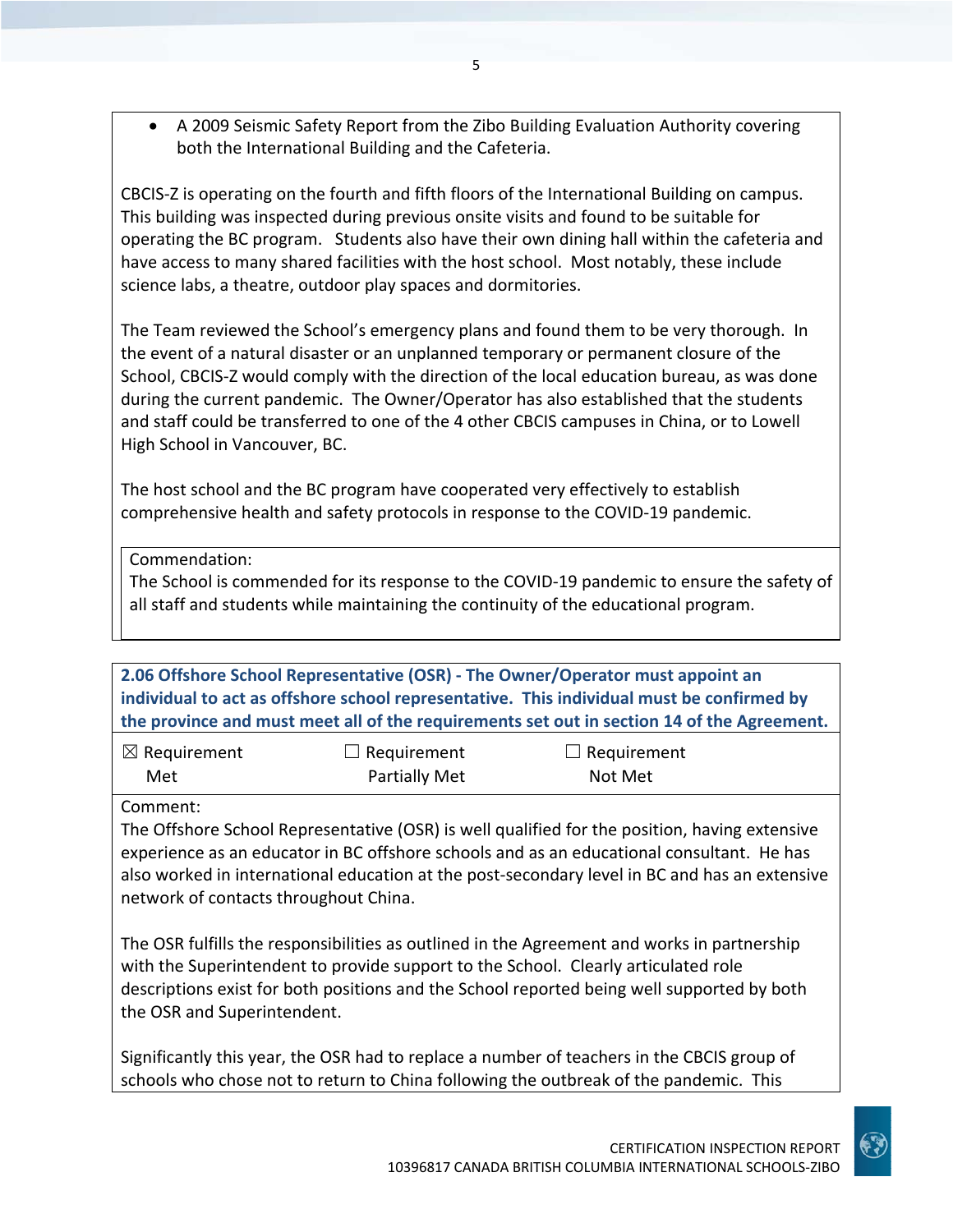- A 2009 Seismic Safety Report from the Zibo Building Evaluation Authority covering both the International Building and the Cafeteria.

CBCIS-Z is operating on the fourth and fifth floors of the International Building on campus. This building was inspected during previous onsite visits and found to be suitable for operating the BC program. Students also have their own dining hall within the cafeteria and have access to many shared facilities with the host school. Most notably, these include science labs, a theatre, outdoor play spaces and dormitories.

The Team reviewed the School's emergency plans and found them to be very thorough. In the event of a natural disaster or an unplanned temporary or permanent closure of the School, CBCIS-Z would comply with the direction of the local education bureau, as was done during the current pandemic. The Owner/Operator has also established that the students and staff could be transferred to one of the 4 other CBCIS campuses in China, or to Lowell High School in Vancouver, BC.

The host school and the BC program have cooperated very effectively to establish comprehensive health and safety protocols in response to the COVID-19 pandemic.

Commendation:
The School is commended for its response to the COVID-19 pandemic to ensure the safety of all staff and students while maintaining the continuity of the educational program.

**2.06 Offshore School Representative (OSR) - The Owner/Operator must appoint an individual to act as offshore school representative. This individual must be confirmed by the province and must meet all of the requirements set out in section 14 of the Agreement.**

| ☒ Requirement Met | ☐ Requirement Partially Met | ☐ Requirement Not Met |
|---|---|---|

Comment:
The Offshore School Representative (OSR) is well qualified for the position, having extensive experience as an educator in BC offshore schools and as an educational consultant. He has also worked in international education at the post-secondary level in BC and has an extensive network of contacts throughout China.

The OSR fulfills the responsibilities as outlined in the Agreement and works in partnership with the Superintendent to provide support to the School. Clearly articulated role descriptions exist for both positions and the School reported being well supported by both the OSR and Superintendent.

Significantly this year, the OSR had to replace a number of teachers in the CBCIS group of schools who chose not to return to China following the outbreak of the pandemic. This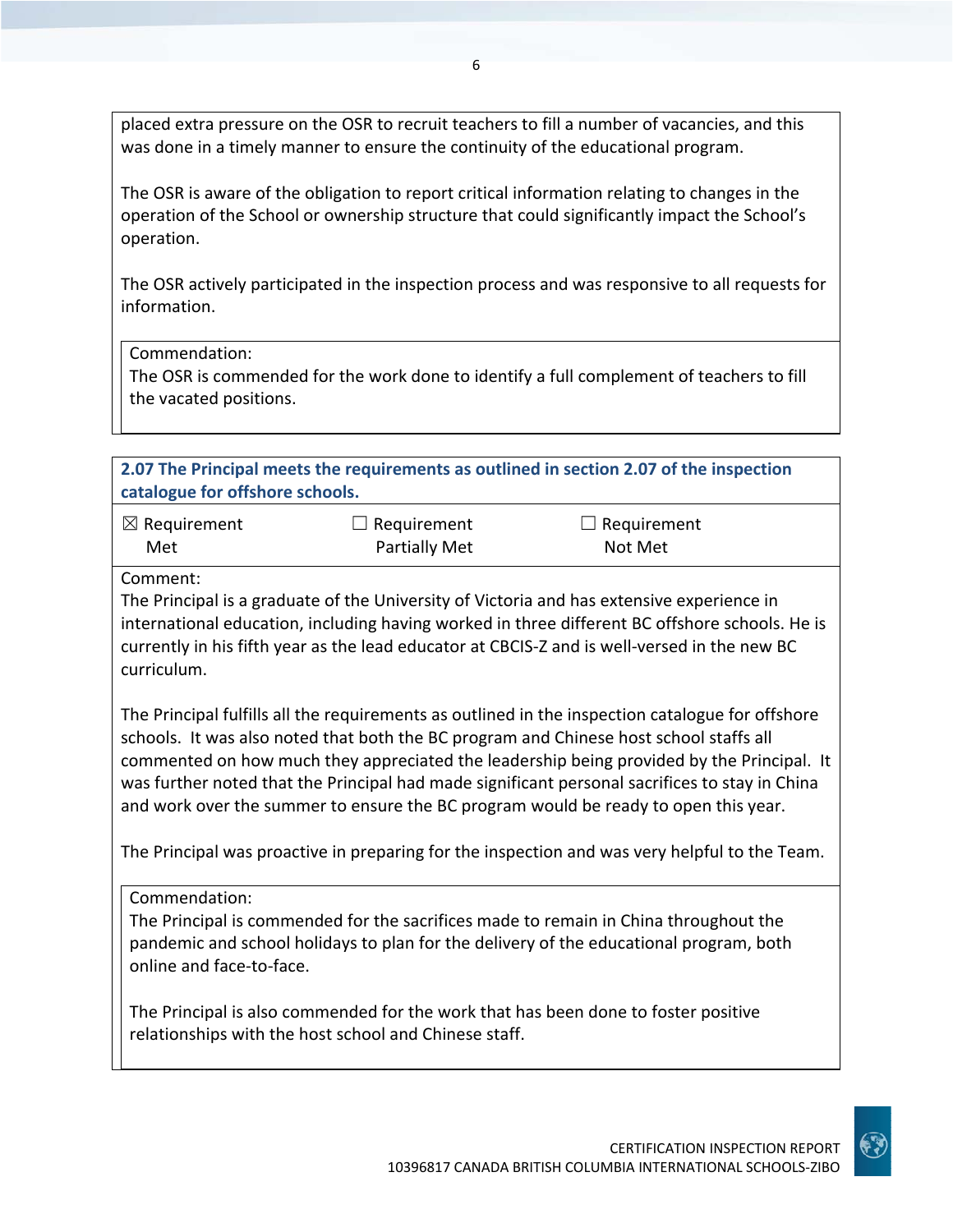placed extra pressure on the OSR to recruit teachers to fill a number of vacancies, and this was done in a timely manner to ensure the continuity of the educational program.

The OSR is aware of the obligation to report critical information relating to changes in the operation of the School or ownership structure that could significantly impact the School's operation.

The OSR actively participated in the inspection process and was responsive to all requests for information.

Commendation:
The OSR is commended for the work done to identify a full complement of teachers to fill the vacated positions.

**2.07 The Principal meets the requirements as outlined in section 2.07 of the inspection catalogue for offshore schools.**

| ☒ Requirement Met | ☐ Requirement Partially Met | ☐ Requirement Not Met |
|---|---|---|

Comment:
The Principal is a graduate of the University of Victoria and has extensive experience in international education, including having worked in three different BC offshore schools. He is currently in his fifth year as the lead educator at CBCIS-Z and is well-versed in the new BC curriculum.

The Principal fulfills all the requirements as outlined in the inspection catalogue for offshore schools. It was also noted that both the BC program and Chinese host school staffs all commented on how much they appreciated the leadership being provided by the Principal. It was further noted that the Principal had made significant personal sacrifices to stay in China and work over the summer to ensure the BC program would be ready to open this year.

The Principal was proactive in preparing for the inspection and was very helpful to the Team.

Commendation:
The Principal is commended for the sacrifices made to remain in China throughout the pandemic and school holidays to plan for the delivery of the educational program, both online and face-to-face.

The Principal is also commended for the work that has been done to foster positive relationships with the host school and Chinese staff.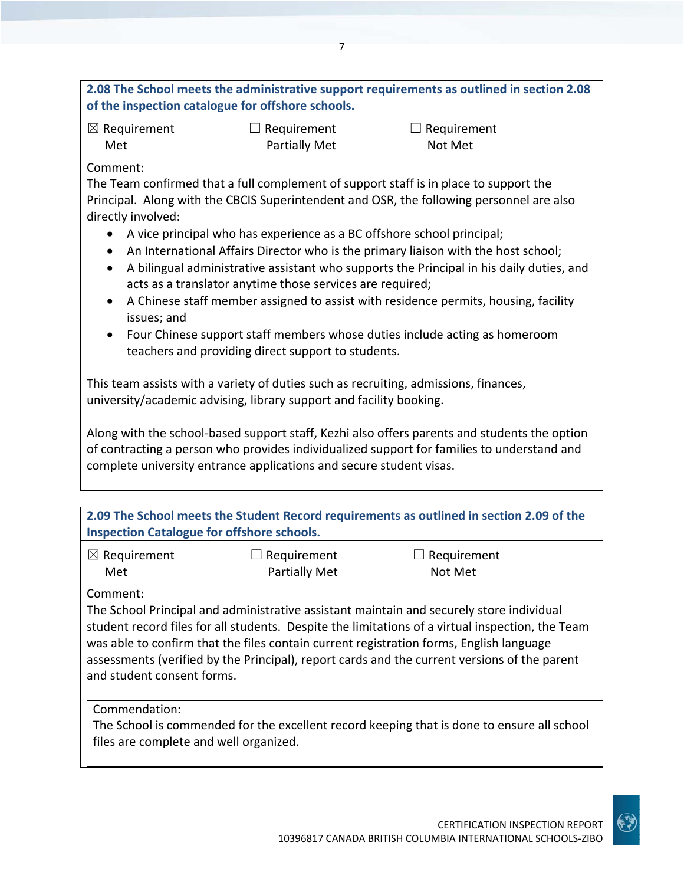**2.08 The School meets the administrative support requirements as outlined in section 2.08 of the inspection catalogue for offshore schools.**

| ☒ Requirement Met | ☐ Requirement Partially Met | ☐ Requirement Not Met |
|---|---|---|

Comment:
The Team confirmed that a full complement of support staff is in place to support the Principal. Along with the CBCIS Superintendent and OSR, the following personnel are also directly involved:

- A vice principal who has experience as a BC offshore school principal;
- An International Affairs Director who is the primary liaison with the host school;
- A bilingual administrative assistant who supports the Principal in his daily duties, and acts as a translator anytime those services are required;
- A Chinese staff member assigned to assist with residence permits, housing, facility issues; and
- Four Chinese support staff members whose duties include acting as homeroom teachers and providing direct support to students.

This team assists with a variety of duties such as recruiting, admissions, finances, university/academic advising, library support and facility booking.

Along with the school-based support staff, Kezhi also offers parents and students the option of contracting a person who provides individualized support for families to understand and complete university entrance applications and secure student visas.

**2.09 The School meets the Student Record requirements as outlined in section 2.09 of the Inspection Catalogue for offshore schools.**

| ☒ Requirement Met | ☐ Requirement Partially Met | ☐ Requirement Not Met |
|---|---|---|

Comment:
The School Principal and administrative assistant maintain and securely store individual student record files for all students. Despite the limitations of a virtual inspection, the Team was able to confirm that the files contain current registration forms, English language assessments (verified by the Principal), report cards and the current versions of the parent and student consent forms.

Commendation:
The School is commended for the excellent record keeping that is done to ensure all school files are complete and well organized.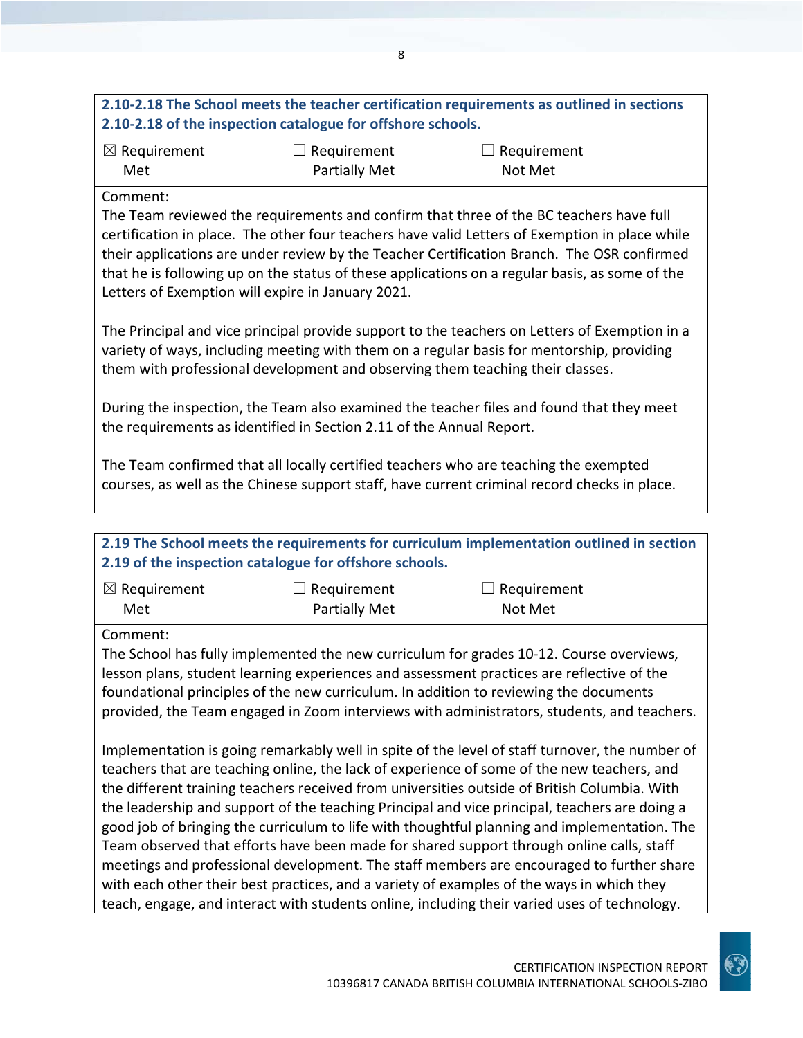**2.10-2.18 The School meets the teacher certification requirements as outlined in sections 2.10-2.18 of the inspection catalogue for offshore schools.**

| ☒ Requirement Met | ☐ Requirement Partially Met | ☐ Requirement Not Met |
|---|---|---|

Comment:
The Team reviewed the requirements and confirm that three of the BC teachers have full certification in place. The other four teachers have valid Letters of Exemption in place while their applications are under review by the Teacher Certification Branch. The OSR confirmed that he is following up on the status of these applications on a regular basis, as some of the Letters of Exemption will expire in January 2021.

The Principal and vice principal provide support to the teachers on Letters of Exemption in a variety of ways, including meeting with them on a regular basis for mentorship, providing them with professional development and observing them teaching their classes.

During the inspection, the Team also examined the teacher files and found that they meet the requirements as identified in Section 2.11 of the Annual Report.

The Team confirmed that all locally certified teachers who are teaching the exempted courses, as well as the Chinese support staff, have current criminal record checks in place.

**2.19 The School meets the requirements for curriculum implementation outlined in section 2.19 of the inspection catalogue for offshore schools.**

| ☒ Requirement Met | ☐ Requirement Partially Met | ☐ Requirement Not Met |
|---|---|---|

Comment:
The School has fully implemented the new curriculum for grades 10-12. Course overviews, lesson plans, student learning experiences and assessment practices are reflective of the foundational principles of the new curriculum. In addition to reviewing the documents provided, the Team engaged in Zoom interviews with administrators, students, and teachers.

Implementation is going remarkably well in spite of the level of staff turnover, the number of teachers that are teaching online, the lack of experience of some of the new teachers, and the different training teachers received from universities outside of British Columbia. With the leadership and support of the teaching Principal and vice principal, teachers are doing a good job of bringing the curriculum to life with thoughtful planning and implementation. The Team observed that efforts have been made for shared support through online calls, staff meetings and professional development. The staff members are encouraged to further share with each other their best practices, and a variety of examples of the ways in which they teach, engage, and interact with students online, including their varied uses of technology.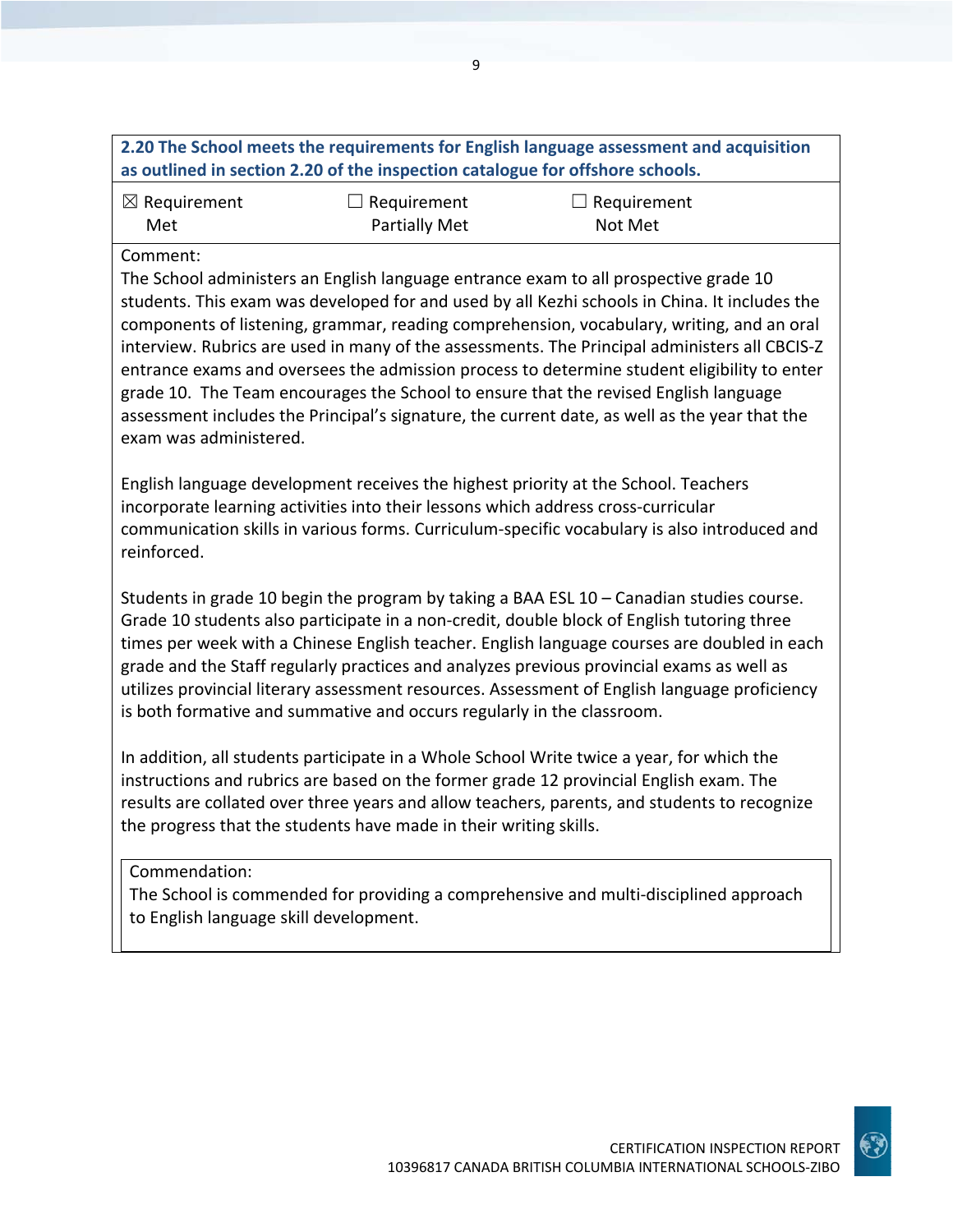**2.20 The School meets the requirements for English language assessment and acquisition as outlined in section 2.20 of the inspection catalogue for offshore schools.**

| ☒ Requirement Met | ☐ Requirement Partially Met | ☐ Requirement Not Met |
|---|---|---|

Comment:

The School administers an English language entrance exam to all prospective grade 10 students. This exam was developed for and used by all Kezhi schools in China. It includes the components of listening, grammar, reading comprehension, vocabulary, writing, and an oral interview. Rubrics are used in many of the assessments. The Principal administers all CBCIS-Z entrance exams and oversees the admission process to determine student eligibility to enter grade 10. The Team encourages the School to ensure that the revised English language assessment includes the Principal's signature, the current date, as well as the year that the exam was administered.

English language development receives the highest priority at the School. Teachers incorporate learning activities into their lessons which address cross-curricular communication skills in various forms. Curriculum-specific vocabulary is also introduced and reinforced.

Students in grade 10 begin the program by taking a BAA ESL 10 – Canadian studies course. Grade 10 students also participate in a non-credit, double block of English tutoring three times per week with a Chinese English teacher. English language courses are doubled in each grade and the Staff regularly practices and analyzes previous provincial exams as well as utilizes provincial literary assessment resources. Assessment of English language proficiency is both formative and summative and occurs regularly in the classroom.

In addition, all students participate in a Whole School Write twice a year, for which the instructions and rubrics are based on the former grade 12 provincial English exam. The results are collated over three years and allow teachers, parents, and students to recognize the progress that the students have made in their writing skills.

Commendation:

The School is commended for providing a comprehensive and multi-disciplined approach to English language skill development.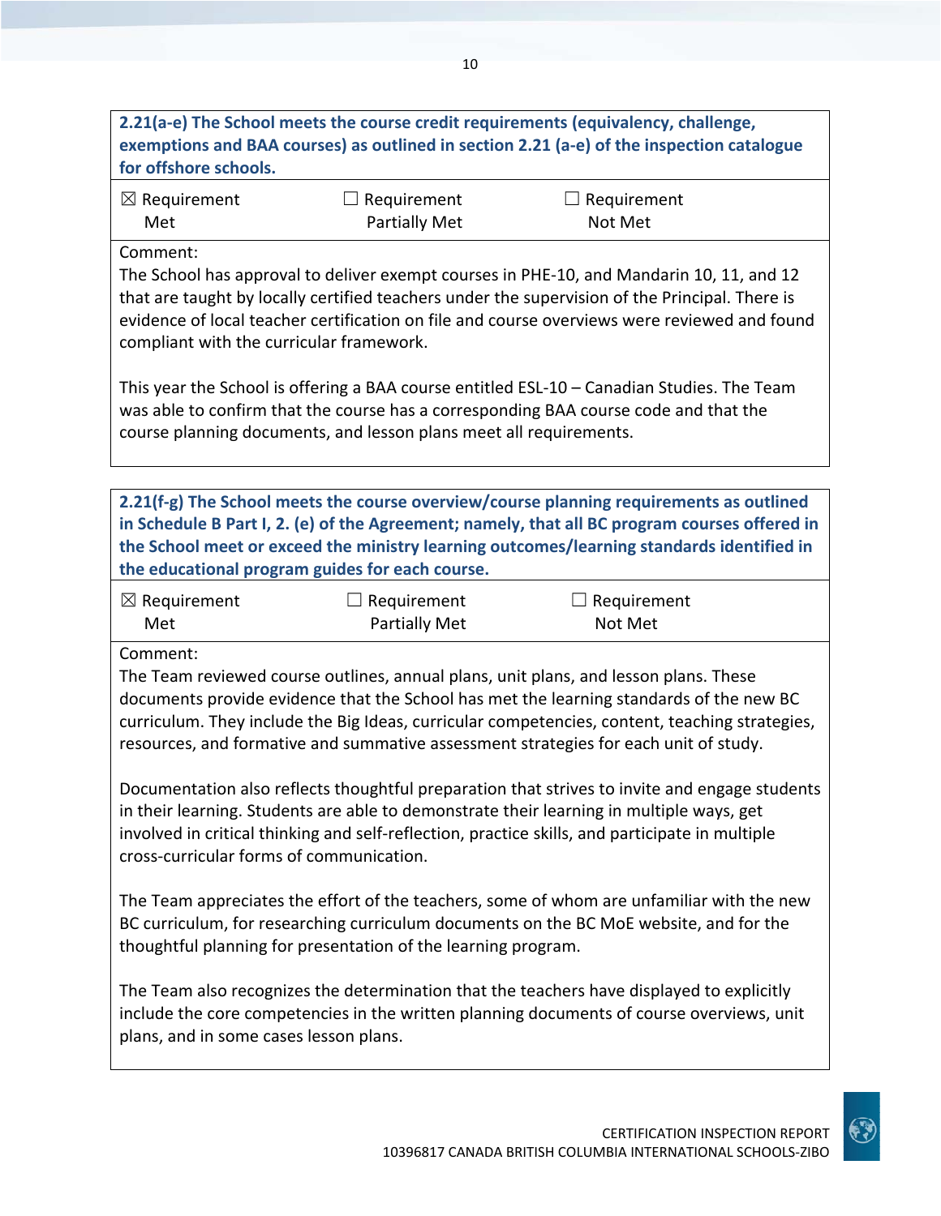**2.21(a-e) The School meets the course credit requirements (equivalency, challenge, exemptions and BAA courses) as outlined in section 2.21 (a-e) of the inspection catalogue for offshore schools.**

| ☒ Requirement Met | ☐ Requirement Partially Met | ☐ Requirement Not Met |
|---|---|---|

Comment:

The School has approval to deliver exempt courses in PHE-10, and Mandarin 10, 11, and 12 that are taught by locally certified teachers under the supervision of the Principal. There is evidence of local teacher certification on file and course overviews were reviewed and found compliant with the curricular framework.

This year the School is offering a BAA course entitled ESL-10 – Canadian Studies. The Team was able to confirm that the course has a corresponding BAA course code and that the course planning documents, and lesson plans meet all requirements.

**2.21(f-g) The School meets the course overview/course planning requirements as outlined in Schedule B Part I, 2. (e) of the Agreement; namely, that all BC program courses offered in the School meet or exceed the ministry learning outcomes/learning standards identified in the educational program guides for each course.**

| ☒ Requirement Met | ☐ Requirement Partially Met | ☐ Requirement Not Met |
|---|---|---|

Comment:

The Team reviewed course outlines, annual plans, unit plans, and lesson plans. These documents provide evidence that the School has met the learning standards of the new BC curriculum. They include the Big Ideas, curricular competencies, content, teaching strategies, resources, and formative and summative assessment strategies for each unit of study.

Documentation also reflects thoughtful preparation that strives to invite and engage students in their learning. Students are able to demonstrate their learning in multiple ways, get involved in critical thinking and self-reflection, practice skills, and participate in multiple cross-curricular forms of communication.

The Team appreciates the effort of the teachers, some of whom are unfamiliar with the new BC curriculum, for researching curriculum documents on the BC MoE website, and for the thoughtful planning for presentation of the learning program.

The Team also recognizes the determination that the teachers have displayed to explicitly include the core competencies in the written planning documents of course overviews, unit plans, and in some cases lesson plans.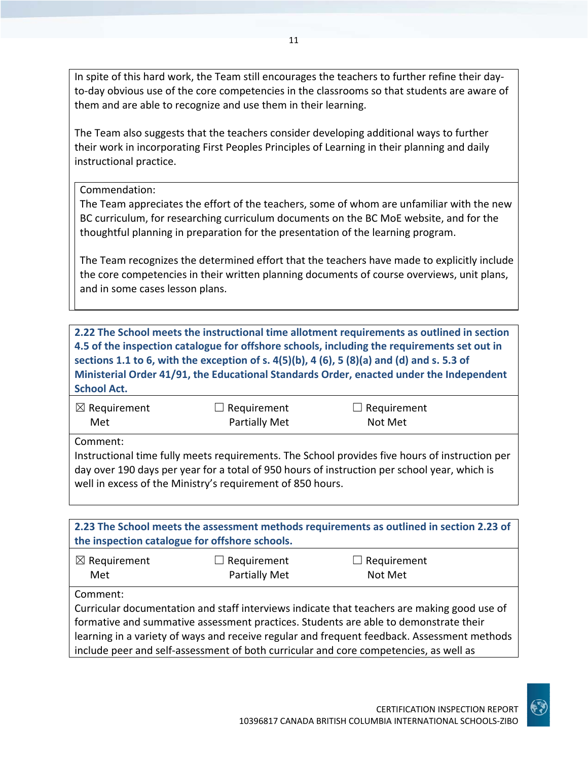In spite of this hard work, the Team still encourages the teachers to further refine their day-to-day obvious use of the core competencies in the classrooms so that students are aware of them and are able to recognize and use them in their learning.

The Team also suggests that the teachers consider developing additional ways to further their work in incorporating First Peoples Principles of Learning in their planning and daily instructional practice.

Commendation:
The Team appreciates the effort of the teachers, some of whom are unfamiliar with the new BC curriculum, for researching curriculum documents on the BC MoE website, and for the thoughtful planning in preparation for the presentation of the learning program.

The Team recognizes the determined effort that the teachers have made to explicitly include the core competencies in their written planning documents of course overviews, unit plans, and in some cases lesson plans.

**2.22 The School meets the instructional time allotment requirements as outlined in section 4.5 of the inspection catalogue for offshore schools, including the requirements set out in sections 1.1 to 6, with the exception of s. 4(5)(b), 4 (6), 5 (8)(a) and (d) and s. 5.3 of Ministerial Order 41/91, the Educational Standards Order, enacted under the Independent School Act.**

| ☒ Requirement Met | ☐ Requirement Partially Met | ☐ Requirement Not Met |
|---|---|---|

Comment:
Instructional time fully meets requirements. The School provides five hours of instruction per day over 190 days per year for a total of 950 hours of instruction per school year, which is well in excess of the Ministry's requirement of 850 hours.

**2.23 The School meets the assessment methods requirements as outlined in section 2.23 of the inspection catalogue for offshore schools.**

| ☒ Requirement Met | ☐ Requirement Partially Met | ☐ Requirement Not Met |
|---|---|---|

Comment:
Curricular documentation and staff interviews indicate that teachers are making good use of formative and summative assessment practices. Students are able to demonstrate their learning in a variety of ways and receive regular and frequent feedback. Assessment methods include peer and self-assessment of both curricular and core competencies, as well as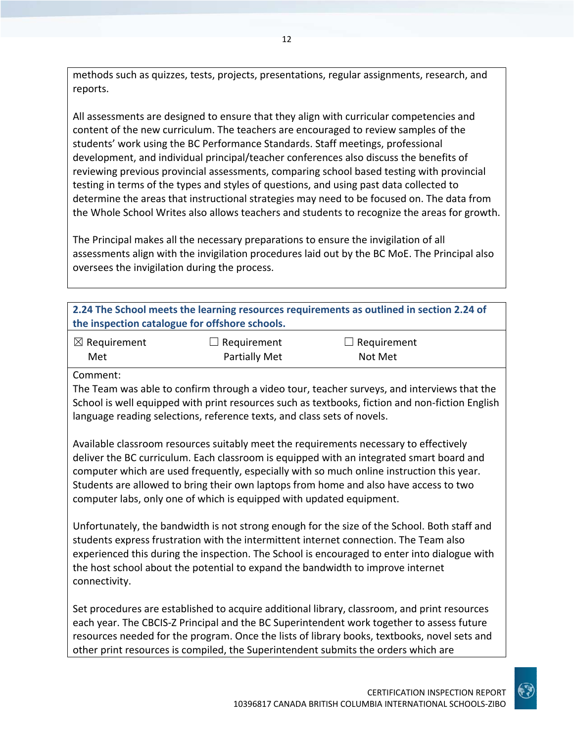methods such as quizzes, tests, projects, presentations, regular assignments, research, and reports.

All assessments are designed to ensure that they align with curricular competencies and content of the new curriculum. The teachers are encouraged to review samples of the students' work using the BC Performance Standards. Staff meetings, professional development, and individual principal/teacher conferences also discuss the benefits of reviewing previous provincial assessments, comparing school based testing with provincial testing in terms of the types and styles of questions, and using past data collected to determine the areas that instructional strategies may need to be focused on. The data from the Whole School Writes also allows teachers and students to recognize the areas for growth.

The Principal makes all the necessary preparations to ensure the invigilation of all assessments align with the invigilation procedures laid out by the BC MoE. The Principal also oversees the invigilation during the process.

**2.24 The School meets the learning resources requirements as outlined in section 2.24 of the inspection catalogue for offshore schools.**

| ☒ Requirement Met | ☐ Requirement Partially Met | ☐ Requirement Not Met |
|---|---|---|

Comment:

The Team was able to confirm through a video tour, teacher surveys, and interviews that the School is well equipped with print resources such as textbooks, fiction and non-fiction English language reading selections, reference texts, and class sets of novels.

Available classroom resources suitably meet the requirements necessary to effectively deliver the BC curriculum. Each classroom is equipped with an integrated smart board and computer which are used frequently, especially with so much online instruction this year. Students are allowed to bring their own laptops from home and also have access to two computer labs, only one of which is equipped with updated equipment.

Unfortunately, the bandwidth is not strong enough for the size of the School. Both staff and students express frustration with the intermittent internet connection. The Team also experienced this during the inspection. The School is encouraged to enter into dialogue with the host school about the potential to expand the bandwidth to improve internet connectivity.

Set procedures are established to acquire additional library, classroom, and print resources each year. The CBCIS-Z Principal and the BC Superintendent work together to assess future resources needed for the program. Once the lists of library books, textbooks, novel sets and other print resources is compiled, the Superintendent submits the orders which are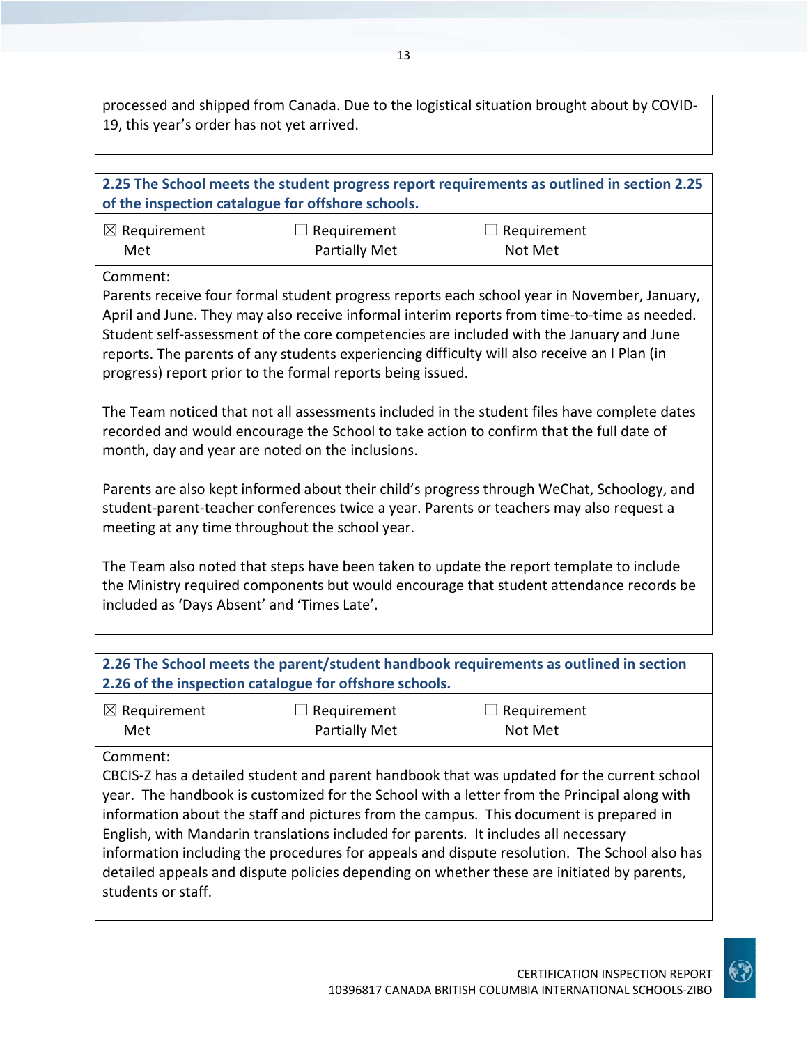processed and shipped from Canada. Due to the logistical situation brought about by COVID-19, this year's order has not yet arrived.

**2.25 The School meets the student progress report requirements as outlined in section 2.25 of the inspection catalogue for offshore schools.**

| ☒ Requirement Met | ☐ Requirement Partially Met | ☐ Requirement Not Met |
|---|---|---|

Comment:

Parents receive four formal student progress reports each school year in November, January, April and June. They may also receive informal interim reports from time-to-time as needed. Student self-assessment of the core competencies are included with the January and June reports. The parents of any students experiencing difficulty will also receive an I Plan (in progress) report prior to the formal reports being issued.

The Team noticed that not all assessments included in the student files have complete dates recorded and would encourage the School to take action to confirm that the full date of month, day and year are noted on the inclusions.

Parents are also kept informed about their child's progress through WeChat, Schoology, and student-parent-teacher conferences twice a year. Parents or teachers may also request a meeting at any time throughout the school year.

The Team also noted that steps have been taken to update the report template to include the Ministry required components but would encourage that student attendance records be included as 'Days Absent' and 'Times Late'.

**2.26 The School meets the parent/student handbook requirements as outlined in section 2.26 of the inspection catalogue for offshore schools.**

| ☒ Requirement Met | ☐ Requirement Partially Met | ☐ Requirement Not Met |
|---|---|---|

Comment:

CBCIS-Z has a detailed student and parent handbook that was updated for the current school year. The handbook is customized for the School with a letter from the Principal along with information about the staff and pictures from the campus. This document is prepared in English, with Mandarin translations included for parents. It includes all necessary information including the procedures for appeals and dispute resolution. The School also has detailed appeals and dispute policies depending on whether these are initiated by parents, students or staff.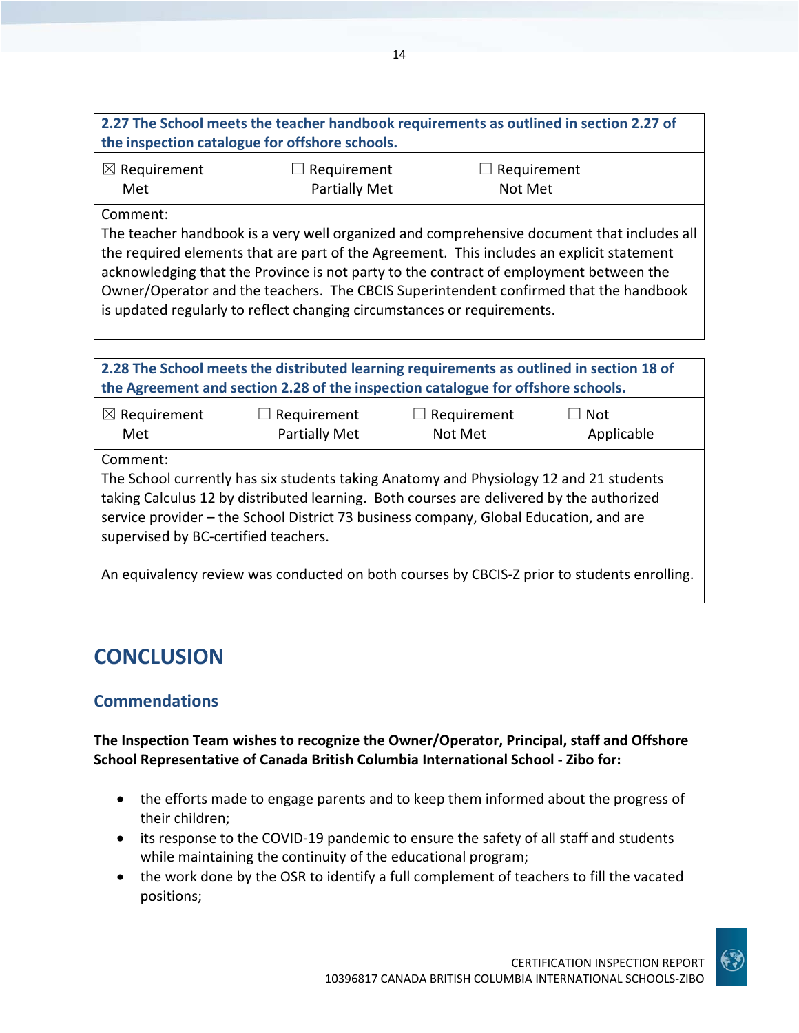| 2.27 The School meets the teacher handbook requirements as outlined in section 2.27 of the inspection catalogue for offshore schools. | | |
|---|---|---|
| ☒ Requirement Met | ☐ Requirement Partially Met | ☐ Requirement Not Met |
| Comment: The teacher handbook is a very well organized and comprehensive document that includes all the required elements that are part of the Agreement. This includes an explicit statement acknowledging that the Province is not party to the contract of employment between the Owner/Operator and the teachers. The CBCIS Superintendent confirmed that the handbook is updated regularly to reflect changing circumstances or requirements. | | |

| 2.28 The School meets the distributed learning requirements as outlined in section 18 of the Agreement and section 2.28 of the inspection catalogue for offshore schools. | | | |
|---|---|---|---|
| ☒ Requirement Met | ☐ Requirement Partially Met | ☐ Requirement Not Met | ☐ Not Applicable |
| Comment: The School currently has six students taking Anatomy and Physiology 12 and 21 students taking Calculus 12 by distributed learning. Both courses are delivered by the authorized service provider – the School District 73 business company, Global Education, and are supervised by BC-certified teachers. An equivalency review was conducted on both courses by CBCIS-Z prior to students enrolling. | | | |

# CONCLUSION

## Commendations

**The Inspection Team wishes to recognize the Owner/Operator, Principal, staff and Offshore School Representative of Canada British Columbia International School - Zibo for:**

- the efforts made to engage parents and to keep them informed about the progress of their children;
- its response to the COVID-19 pandemic to ensure the safety of all staff and students while maintaining the continuity of the educational program;
- the work done by the OSR to identify a full complement of teachers to fill the vacated positions;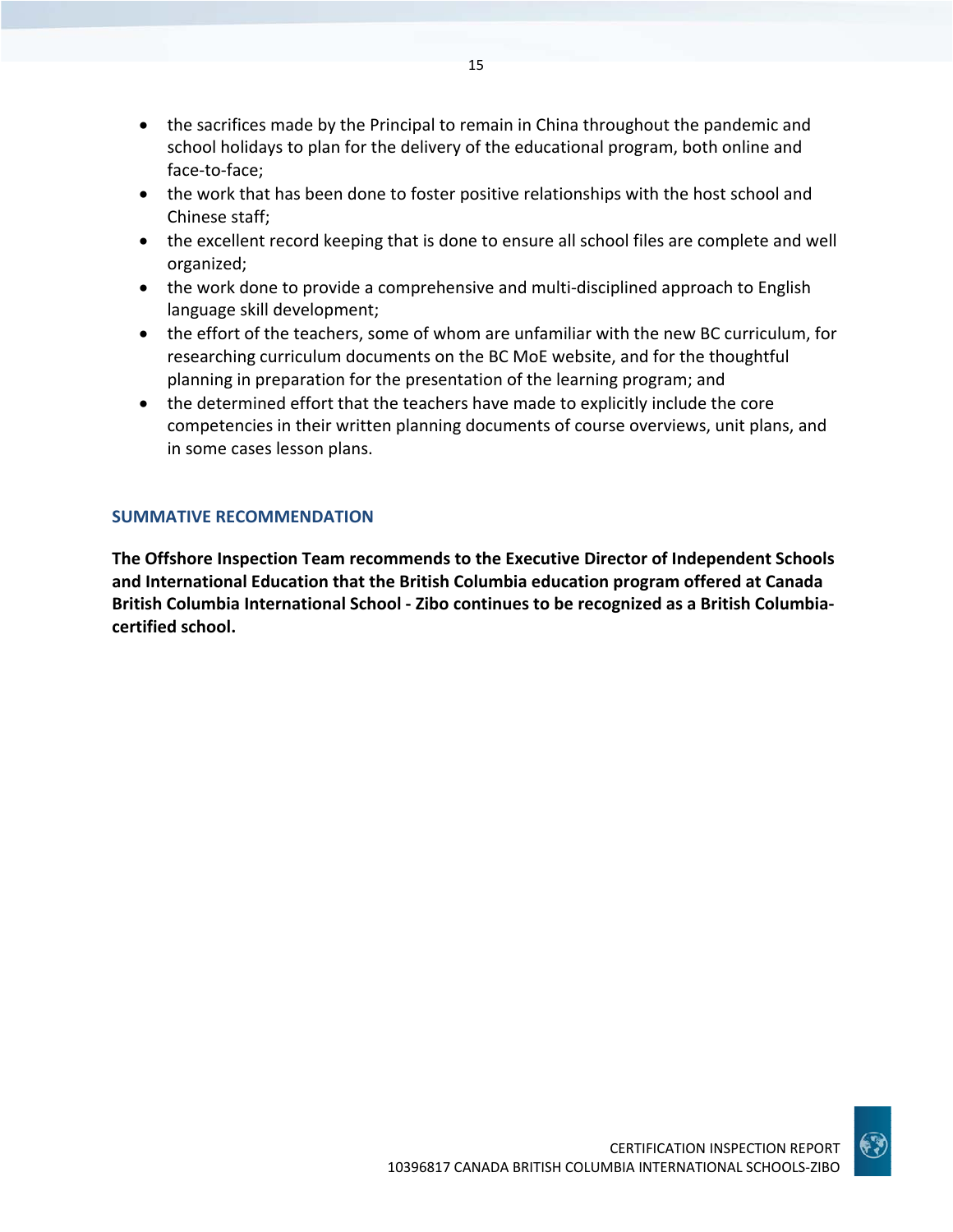- the sacrifices made by the Principal to remain in China throughout the pandemic and school holidays to plan for the delivery of the educational program, both online and face-to-face;
- the work that has been done to foster positive relationships with the host school and Chinese staff;
- the excellent record keeping that is done to ensure all school files are complete and well organized;
- the work done to provide a comprehensive and multi-disciplined approach to English language skill development;
- the effort of the teachers, some of whom are unfamiliar with the new BC curriculum, for researching curriculum documents on the BC MoE website, and for the thoughtful planning in preparation for the presentation of the learning program; and
- the determined effort that the teachers have made to explicitly include the core competencies in their written planning documents of course overviews, unit plans, and in some cases lesson plans.

## SUMMATIVE RECOMMENDATION

**The Offshore Inspection Team recommends to the Executive Director of Independent Schools and International Education that the British Columbia education program offered at Canada British Columbia International School - Zibo continues to be recognized as a British Columbia-certified school.**